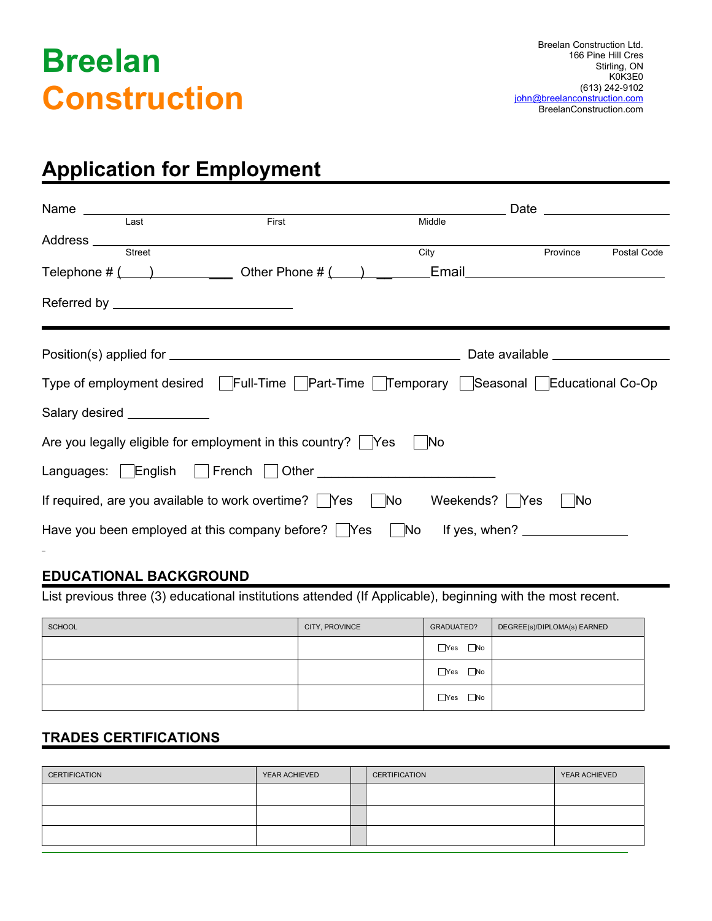# Breelan Construction

Breelan Construction Ltd.
166 Pine Hill Cres
Stirling, ON
K0K3E0
(613) 242-9102
john@breelanconstruction.com
BreelanConstruction.com

## Application for Employment

Name ____________________________________________ Date ______________
Last First Middle

Address ____________________________________________
Street City Province Postal Code

Telephone # (____) ______________ Other Phone # (____) ______________ Email ______________________

Referred by ______________________

---

Position(s) applied for ______________________________ Date available ______________

Type of employment desired ☐ Full-Time ☐ Part-Time ☐ Temporary ☐ Seasonal ☐ Educational Co-Op

Salary desired ______________

Are you legally eligible for employment in this country? ☐ Yes ☐ No

Languages: ☐ English ☐ French ☐ Other ______________________

If required, are you available to work overtime? ☐ Yes ☐ No Weekends? ☐ Yes ☐ No

Have you been employed at this company before? ☐ Yes ☐ No If yes, when? ______________

### EDUCATIONAL BACKGROUND

List previous three (3) educational institutions attended (If Applicable), beginning with the most recent.

| SCHOOL | CITY, PROVINCE | GRADUATED? | DEGREE(s)/DIPLOMA(s) EARNED |
|---|---|---|---|
| | | ☐Yes ☐No | |
| | | ☐Yes ☐No | |
| | | ☐Yes ☐No | |

### TRADES CERTIFICATIONS

| CERTIFICATION | YEAR ACHIEVED | | CERTIFICATION | YEAR ACHIEVED |
|---|---|---|---|---|
| | | | | |
| | | | | |
| | | | | |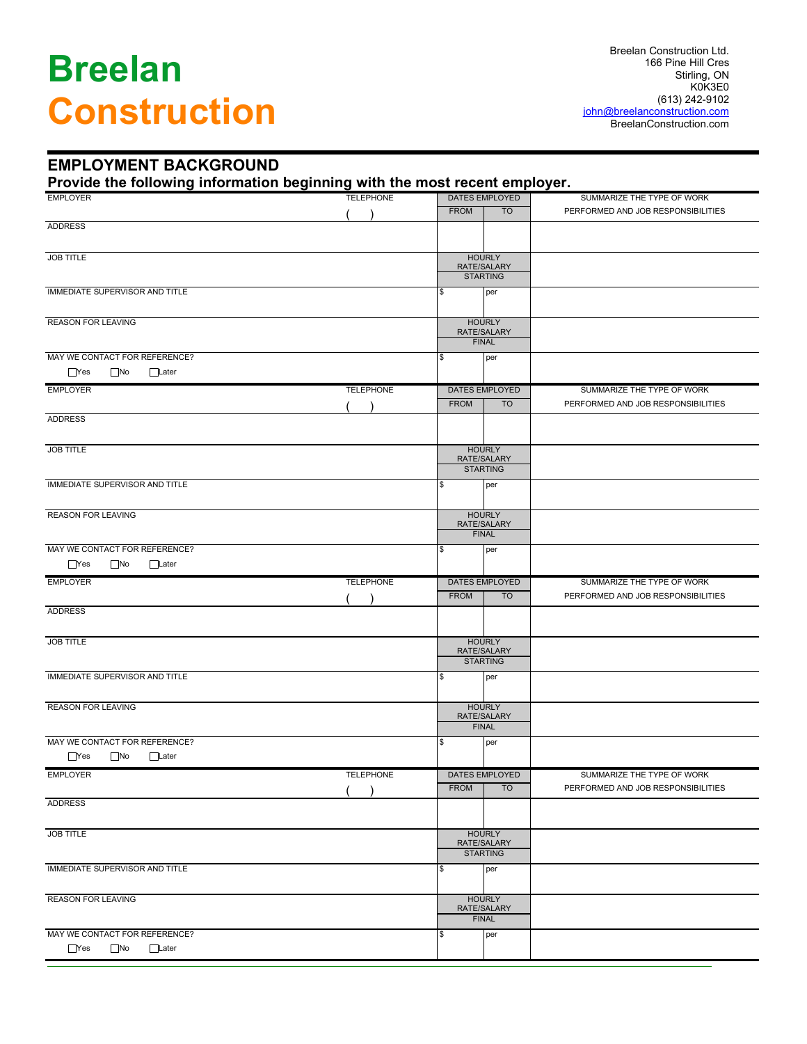# Breelan Construction

Breelan Construction Ltd.
166 Pine Hill Cres
Stirling, ON
K0K3E0
(613) 242-9102
john@breelanconstruction.com
BreelanConstruction.com

## EMPLOYMENT BACKGROUND

**Provide the following information beginning with the most recent employer.**

| EMPLOYER | TELEPHONE ( ) | DATES EMPLOYED | | SUMMARIZE THE TYPE OF WORK PERFORMED AND JOB RESPONSIBILITIES |
|---|---|---|---|---|
| | | FROM | TO | |
| ADDRESS | | | | |
| JOB TITLE | | HOURLY RATE/SALARY STARTING | | |
| IMMEDIATE SUPERVISOR AND TITLE | | $ | per | |
| REASON FOR LEAVING | | HOURLY RATE/SALARY FINAL | | |
| MAY WE CONTACT FOR REFERENCE? ☐Yes ☐No ☐Later | | $ | per | |

| EMPLOYER | TELEPHONE ( ) | DATES EMPLOYED | | SUMMARIZE THE TYPE OF WORK PERFORMED AND JOB RESPONSIBILITIES |
|---|---|---|---|---|
| | | FROM | TO | |
| ADDRESS | | | | |
| JOB TITLE | | HOURLY RATE/SALARY STARTING | | |
| IMMEDIATE SUPERVISOR AND TITLE | | $ | per | |
| REASON FOR LEAVING | | HOURLY RATE/SALARY FINAL | | |
| MAY WE CONTACT FOR REFERENCE? ☐Yes ☐No ☐Later | | $ | per | |

| EMPLOYER | TELEPHONE ( ) | DATES EMPLOYED | | SUMMARIZE THE TYPE OF WORK PERFORMED AND JOB RESPONSIBILITIES |
|---|---|---|---|---|
| | | FROM | TO | |
| ADDRESS | | | | |
| JOB TITLE | | HOURLY RATE/SALARY STARTING | | |
| IMMEDIATE SUPERVISOR AND TITLE | | $ | per | |
| REASON FOR LEAVING | | HOURLY RATE/SALARY FINAL | | |
| MAY WE CONTACT FOR REFERENCE? ☐Yes ☐No ☐Later | | $ | per | |

| EMPLOYER | TELEPHONE ( ) | DATES EMPLOYED | | SUMMARIZE THE TYPE OF WORK PERFORMED AND JOB RESPONSIBILITIES |
|---|---|---|---|---|
| | | FROM | TO | |
| ADDRESS | | | | |
| JOB TITLE | | HOURLY RATE/SALARY STARTING | | |
| IMMEDIATE SUPERVISOR AND TITLE | | $ | per | |
| REASON FOR LEAVING | | HOURLY RATE/SALARY FINAL | | |
| MAY WE CONTACT FOR REFERENCE? ☐Yes ☐No ☐Later | | $ | per | |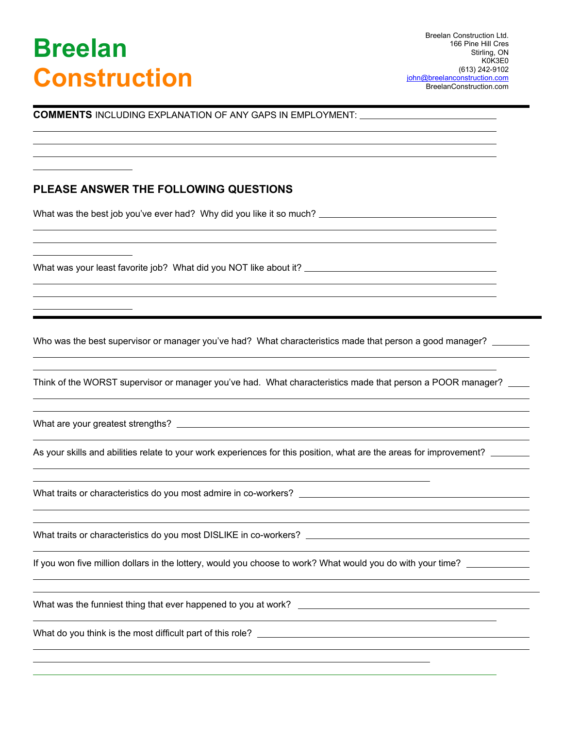# Breelan Construction

Breelan Construction Ltd.
166 Pine Hill Cres
Stirling, ON
K0K3E0
(613) 242-9102
john@breelanconstruction.com
BreelanConstruction.com

---

**COMMENTS** INCLUDING EXPLANATION OF ANY GAPS IN EMPLOYMENT:

## PLEASE ANSWER THE FOLLOWING QUESTIONS

What was the best job you've ever had? Why did you like it so much?

What was your least favorite job? What did you NOT like about it?

---

Who was the best supervisor or manager you've had? What characteristics made that person a good manager?

Think of the WORST supervisor or manager you've had. What characteristics made that person a POOR manager?

What are your greatest strengths?

As your skills and abilities relate to your work experiences for this position, what are the areas for improvement?

What traits or characteristics do you most admire in co-workers?

What traits or characteristics do you most DISLIKE in co-workers?

If you won five million dollars in the lottery, would you choose to work? What would you do with your time?

What was the funniest thing that ever happened to you at work?

What do you think is the most difficult part of this role?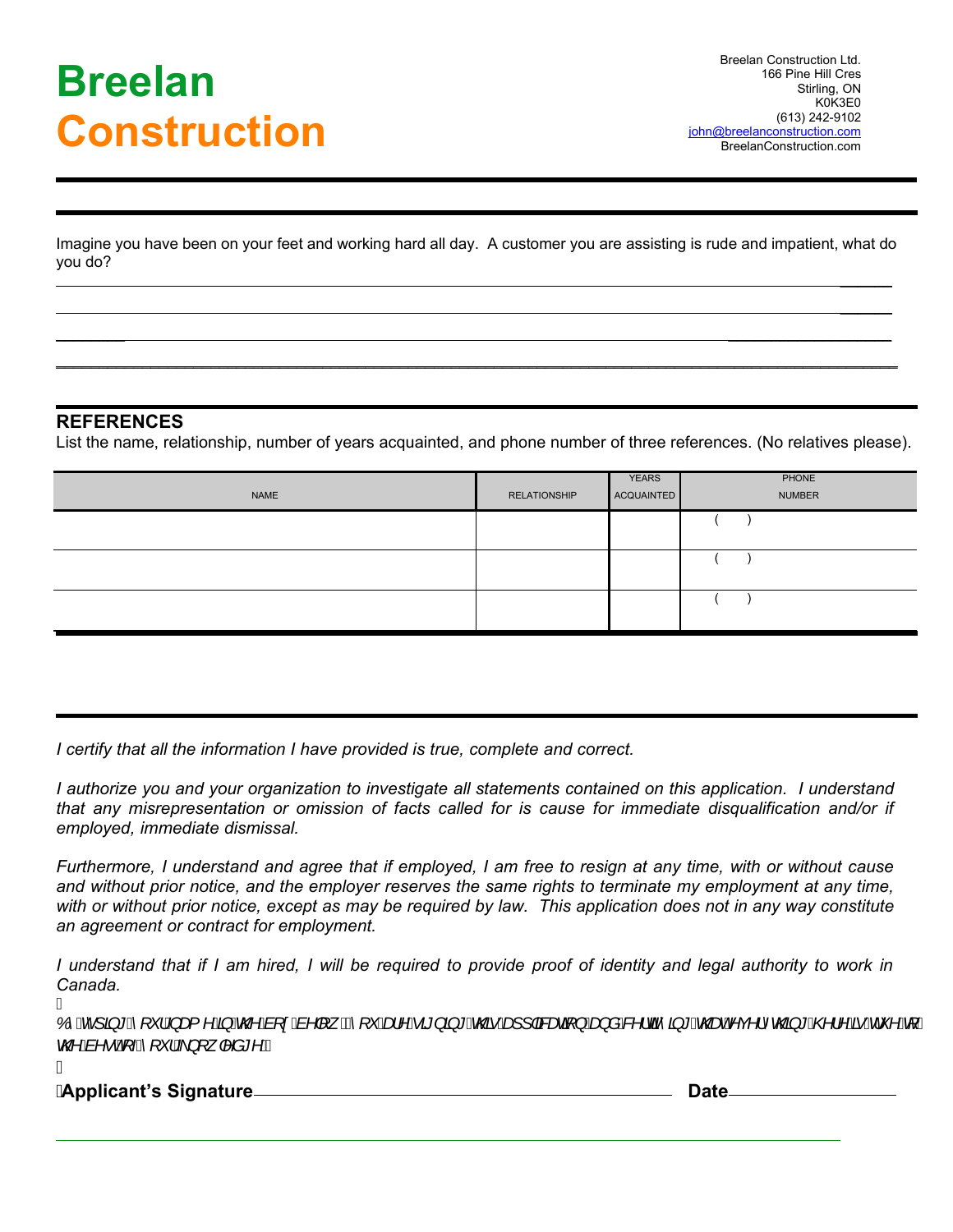# Breelan Construction

Breelan Construction Ltd.
166 Pine Hill Cres
Stirling, ON
K0K3E0
(613) 242-9102
john@breelanconstruction.com
BreelanConstruction.com

---

Imagine you have been on your feet and working hard all day. A customer you are assisting is rude and impatient, what do you do?

______________________________________________________________________________

______________________________________________________________________________

______________________________________________________________________________

______________________________________________________________________________

## REFERENCES

List the name, relationship, number of years acquainted, and phone number of three references. (No relatives please).

| NAME | RELATIONSHIP | YEARS ACQUAINTED | PHONE NUMBER |
|---|---|---|---|
| | | | ( ) |
| | | | ( ) |
| | | | ( ) |

---

*I certify that all the information I have provided is true, complete and correct.*

*I authorize you and your organization to investigate all statements contained on this application. I understand that any misrepresentation or omission of facts called for is cause for immediate disqualification and/or if employed, immediate dismissal.*

*Furthermore, I understand and agree that if employed, I am free to resign at any time, with or without cause and without prior notice, and the employer reserves the same rights to terminate my employment at any time, with or without prior notice, except as may be required by law. This application does not in any way constitute an agreement or contract for employment.*

*I understand that if I am hired, I will be required to provide proof of identity and legal authority to work in Canada.*

*By typing your name in the box below you are signing this application and certifying that everything here is true to the best of your knowledge.*

**Applicant's Signature**______________________________ **Date**____________